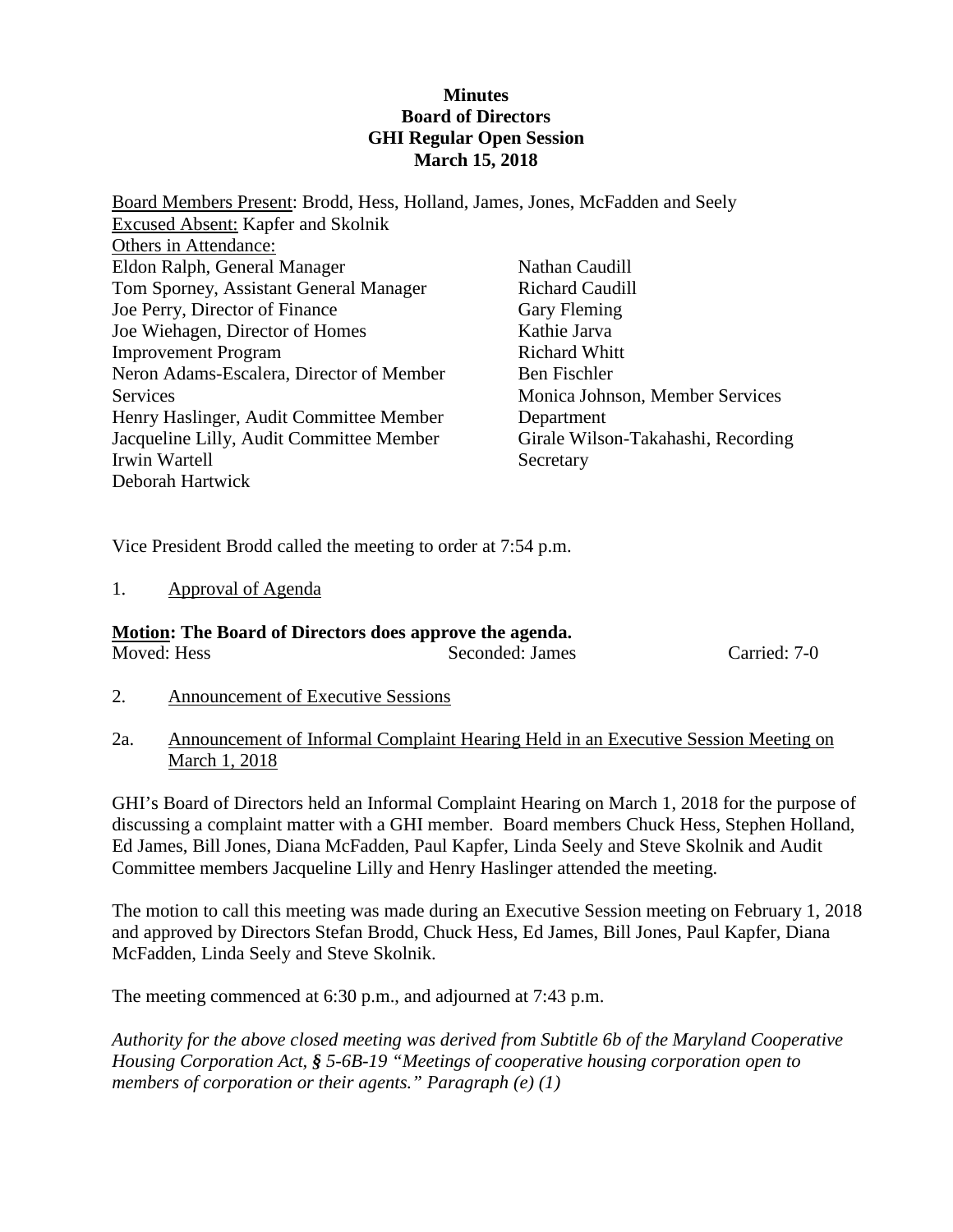# Minutes
## Board of Directors
## GHI Regular Open Session
## March 15, 2018

Board Members Present: Brodd, Hess, Holland, James, Jones, McFadden and Seely
Excused Absent: Kapfer and Skolnik
Others in Attendance:

Eldon Ralph, General Manager
Tom Sporney, Assistant General Manager
Joe Perry, Director of Finance
Joe Wiehagen, Director of Homes Improvement Program
Neron Adams-Escalera, Director of Member Services
Henry Haslinger, Audit Committee Member
Jacqueline Lilly, Audit Committee Member
Irwin Wartell
Deborah Hartwick
Nathan Caudill
Richard Caudill
Gary Fleming
Kathie Jarva
Richard Whitt
Ben Fischler
Monica Johnson, Member Services Department
Girale Wilson-Takahashi, Recording Secretary

Vice President Brodd called the meeting to order at 7:54 p.m.

1. Approval of Agenda

**Motion: The Board of Directors does approve the agenda.**
Moved: Hess Seconded: James Carried: 7-0

2. Announcement of Executive Sessions

2a. Announcement of Informal Complaint Hearing Held in an Executive Session Meeting on March 1, 2018

GHI's Board of Directors held an Informal Complaint Hearing on March 1, 2018 for the purpose of discussing a complaint matter with a GHI member. Board members Chuck Hess, Stephen Holland, Ed James, Bill Jones, Diana McFadden, Paul Kapfer, Linda Seely and Steve Skolnik and Audit Committee members Jacqueline Lilly and Henry Haslinger attended the meeting.

The motion to call this meeting was made during an Executive Session meeting on February 1, 2018 and approved by Directors Stefan Brodd, Chuck Hess, Ed James, Bill Jones, Paul Kapfer, Diana McFadden, Linda Seely and Steve Skolnik.

The meeting commenced at 6:30 p.m., and adjourned at 7:43 p.m.

*Authority for the above closed meeting was derived from Subtitle 6b of the Maryland Cooperative Housing Corporation Act, § 5-6B-19 "Meetings of cooperative housing corporation open to members of corporation or their agents." Paragraph (e) (1)*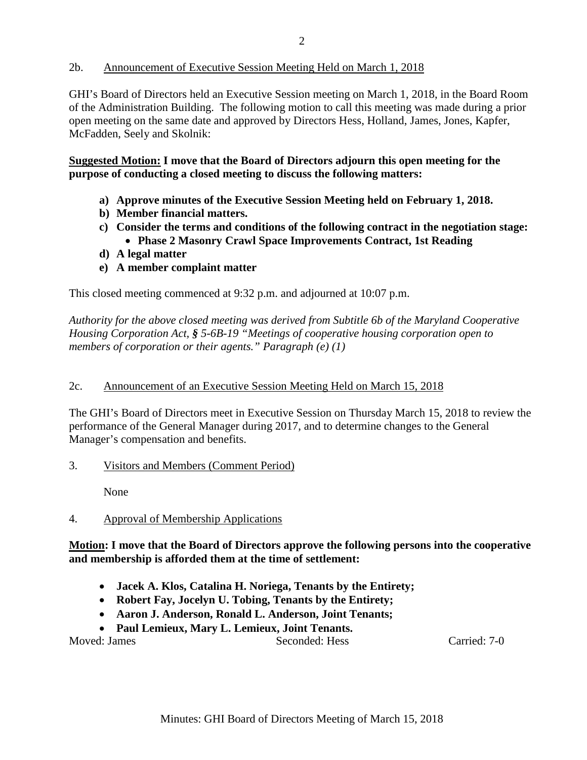2b. Announcement of Executive Session Meeting Held on March 1, 2018

GHI's Board of Directors held an Executive Session meeting on March 1, 2018, in the Board Room of the Administration Building. The following motion to call this meeting was made during a prior open meeting on the same date and approved by Directors Hess, Holland, James, Jones, Kapfer, McFadden, Seely and Skolnik:

**Suggested Motion: I move that the Board of Directors adjourn this open meeting for the purpose of conducting a closed meeting to discuss the following matters:**

- **a) Approve minutes of the Executive Session Meeting held on February 1, 2018.**
- **b) Member financial matters.**
- **c) Consider the terms and conditions of the following contract in the negotiation stage:**
  - **Phase 2 Masonry Crawl Space Improvements Contract, 1st Reading**
- **d) A legal matter**
- **e) A member complaint matter**

This closed meeting commenced at 9:32 p.m. and adjourned at 10:07 p.m.

*Authority for the above closed meeting was derived from Subtitle 6b of the Maryland Cooperative Housing Corporation Act, § 5-6B-19 "Meetings of cooperative housing corporation open to members of corporation or their agents." Paragraph (e) (1)*

2c. Announcement of an Executive Session Meeting Held on March 15, 2018

The GHI's Board of Directors meet in Executive Session on Thursday March 15, 2018 to review the performance of the General Manager during 2017, and to determine changes to the General Manager's compensation and benefits.

3. Visitors and Members (Comment Period)

None

4. Approval of Membership Applications

**Motion: I move that the Board of Directors approve the following persons into the cooperative and membership is afforded them at the time of settlement:**

- **Jacek A. Klos, Catalina H. Noriega, Tenants by the Entirety;**
- **Robert Fay, Jocelyn U. Tobing, Tenants by the Entirety;**
- **Aaron J. Anderson, Ronald L. Anderson, Joint Tenants;**
- **Paul Lemieux, Mary L. Lemieux, Joint Tenants.**

Moved: James Seconded: Hess Carried: 7-0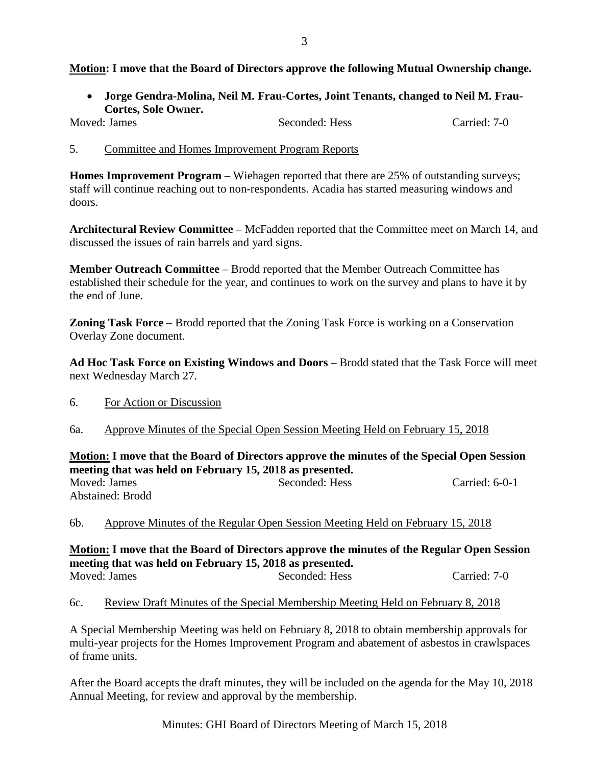**Motion: I move that the Board of Directors approve the following Mutual Ownership change.**

- **Jorge Gendra-Molina, Neil M. Frau-Cortes, Joint Tenants, changed to Neil M. Frau-Cortes, Sole Owner.**

Moved: James Seconded: Hess Carried: 7-0

5. Committee and Homes Improvement Program Reports

**Homes Improvement Program** – Wiehagen reported that there are 25% of outstanding surveys; staff will continue reaching out to non-respondents. Acadia has started measuring windows and doors.

**Architectural Review Committee** – McFadden reported that the Committee meet on March 14, and discussed the issues of rain barrels and yard signs.

**Member Outreach Committee** – Brodd reported that the Member Outreach Committee has established their schedule for the year, and continues to work on the survey and plans to have it by the end of June.

**Zoning Task Force** – Brodd reported that the Zoning Task Force is working on a Conservation Overlay Zone document.

**Ad Hoc Task Force on Existing Windows and Doors** – Brodd stated that the Task Force will meet next Wednesday March 27.

6. For Action or Discussion

6a. Approve Minutes of the Special Open Session Meeting Held on February 15, 2018

**Motion: I move that the Board of Directors approve the minutes of the Special Open Session meeting that was held on February 15, 2018 as presented.**

Moved: James Seconded: Hess Carried: 6-0-1
Abstained: Brodd

6b. Approve Minutes of the Regular Open Session Meeting Held on February 15, 2018

**Motion: I move that the Board of Directors approve the minutes of the Regular Open Session meeting that was held on February 15, 2018 as presented.**

Moved: James Seconded: Hess Carried: 7-0

6c. Review Draft Minutes of the Special Membership Meeting Held on February 8, 2018

A Special Membership Meeting was held on February 8, 2018 to obtain membership approvals for multi-year projects for the Homes Improvement Program and abatement of asbestos in crawlspaces of frame units.

After the Board accepts the draft minutes, they will be included on the agenda for the May 10, 2018 Annual Meeting, for review and approval by the membership.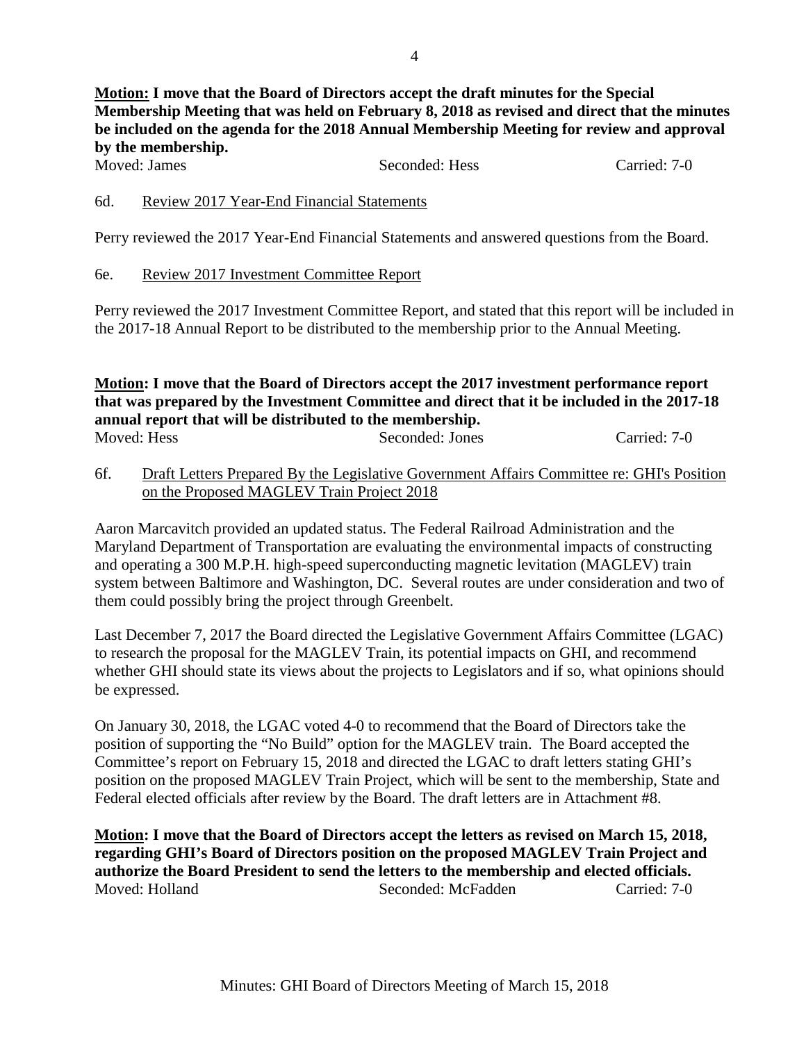**Motion: I move that the Board of Directors accept the draft minutes for the Special Membership Meeting that was held on February 8, 2018 as revised and direct that the minutes be included on the agenda for the 2018 Annual Membership Meeting for review and approval by the membership.**

Moved: James Seconded: Hess Carried: 7-0

6d. Review 2017 Year-End Financial Statements

Perry reviewed the 2017 Year-End Financial Statements and answered questions from the Board.

6e. Review 2017 Investment Committee Report

Perry reviewed the 2017 Investment Committee Report, and stated that this report will be included in the 2017-18 Annual Report to be distributed to the membership prior to the Annual Meeting.

**Motion: I move that the Board of Directors accept the 2017 investment performance report that was prepared by the Investment Committee and direct that it be included in the 2017-18 annual report that will be distributed to the membership.**

Moved: Hess Seconded: Jones Carried: 7-0

6f. Draft Letters Prepared By the Legislative Government Affairs Committee re: GHI's Position on the Proposed MAGLEV Train Project 2018

Aaron Marcavitch provided an updated status. The Federal Railroad Administration and the Maryland Department of Transportation are evaluating the environmental impacts of constructing and operating a 300 M.P.H. high-speed superconducting magnetic levitation (MAGLEV) train system between Baltimore and Washington, DC. Several routes are under consideration and two of them could possibly bring the project through Greenbelt.

Last December 7, 2017 the Board directed the Legislative Government Affairs Committee (LGAC) to research the proposal for the MAGLEV Train, its potential impacts on GHI, and recommend whether GHI should state its views about the projects to Legislators and if so, what opinions should be expressed.

On January 30, 2018, the LGAC voted 4-0 to recommend that the Board of Directors take the position of supporting the "No Build" option for the MAGLEV train. The Board accepted the Committee's report on February 15, 2018 and directed the LGAC to draft letters stating GHI's position on the proposed MAGLEV Train Project, which will be sent to the membership, State and Federal elected officials after review by the Board. The draft letters are in Attachment #8.

**Motion: I move that the Board of Directors accept the letters as revised on March 15, 2018, regarding GHI's Board of Directors position on the proposed MAGLEV Train Project and authorize the Board President to send the letters to the membership and elected officials.**

Moved: Holland Seconded: McFadden Carried: 7-0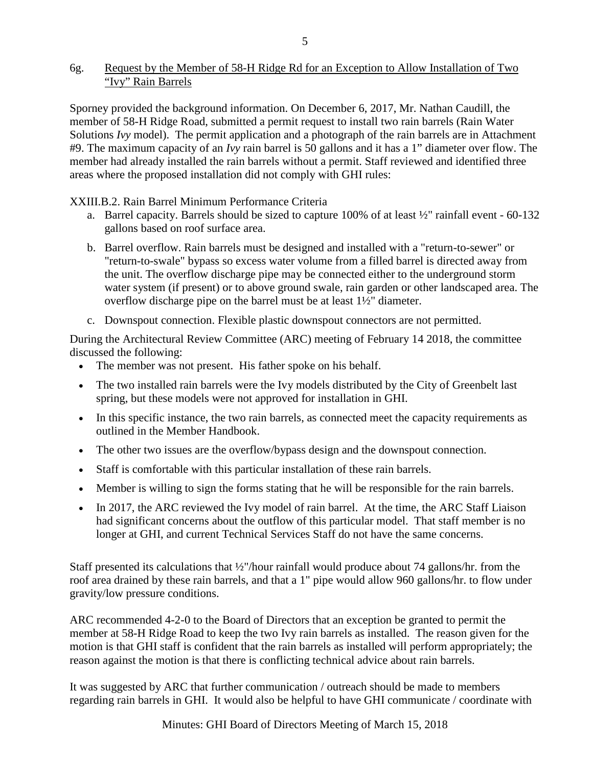6g. Request by the Member of 58-H Ridge Rd for an Exception to Allow Installation of Two "Ivy" Rain Barrels

Sporney provided the background information. On December 6, 2017, Mr. Nathan Caudill, the member of 58-H Ridge Road, submitted a permit request to install two rain barrels (Rain Water Solutions *Ivy* model). The permit application and a photograph of the rain barrels are in Attachment #9. The maximum capacity of an *Ivy* rain barrel is 50 gallons and it has a 1" diameter over flow. The member had already installed the rain barrels without a permit. Staff reviewed and identified three areas where the proposed installation did not comply with GHI rules:

XXIII.B.2. Rain Barrel Minimum Performance Criteria

a. Barrel capacity. Barrels should be sized to capture 100% of at least ½" rainfall event - 60-132 gallons based on roof surface area.

b. Barrel overflow. Rain barrels must be designed and installed with a "return-to-sewer" or "return-to-swale" bypass so excess water volume from a filled barrel is directed away from the unit. The overflow discharge pipe may be connected either to the underground storm water system (if present) or to above ground swale, rain garden or other landscaped area. The overflow discharge pipe on the barrel must be at least 1½" diameter.

c. Downspout connection. Flexible plastic downspout connectors are not permitted.

During the Architectural Review Committee (ARC) meeting of February 14 2018, the committee discussed the following:

- The member was not present. His father spoke on his behalf.
- The two installed rain barrels were the Ivy models distributed by the City of Greenbelt last spring, but these models were not approved for installation in GHI.
- In this specific instance, the two rain barrels, as connected meet the capacity requirements as outlined in the Member Handbook.
- The other two issues are the overflow/bypass design and the downspout connection.
- Staff is comfortable with this particular installation of these rain barrels.
- Member is willing to sign the forms stating that he will be responsible for the rain barrels.
- In 2017, the ARC reviewed the Ivy model of rain barrel. At the time, the ARC Staff Liaison had significant concerns about the outflow of this particular model. That staff member is no longer at GHI, and current Technical Services Staff do not have the same concerns.

Staff presented its calculations that ½"/hour rainfall would produce about 74 gallons/hr. from the roof area drained by these rain barrels, and that a 1" pipe would allow 960 gallons/hr. to flow under gravity/low pressure conditions.

ARC recommended 4-2-0 to the Board of Directors that an exception be granted to permit the member at 58-H Ridge Road to keep the two Ivy rain barrels as installed. The reason given for the motion is that GHI staff is confident that the rain barrels as installed will perform appropriately; the reason against the motion is that there is conflicting technical advice about rain barrels.

It was suggested by ARC that further communication / outreach should be made to members regarding rain barrels in GHI. It would also be helpful to have GHI communicate / coordinate with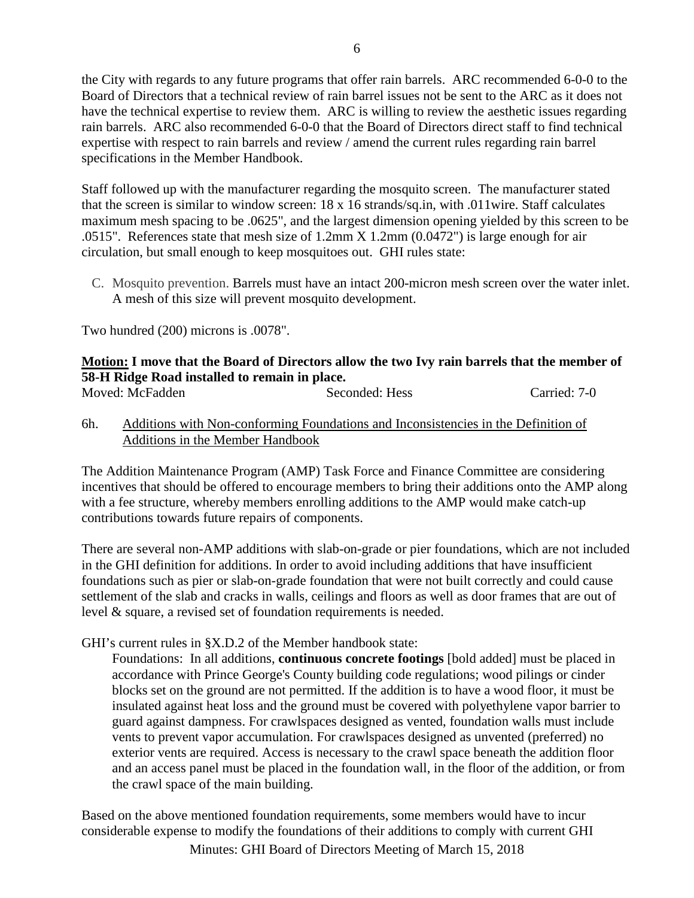the City with regards to any future programs that offer rain barrels. ARC recommended 6-0-0 to the Board of Directors that a technical review of rain barrel issues not be sent to the ARC as it does not have the technical expertise to review them. ARC is willing to review the aesthetic issues regarding rain barrels. ARC also recommended 6-0-0 that the Board of Directors direct staff to find technical expertise with respect to rain barrels and review / amend the current rules regarding rain barrel specifications in the Member Handbook.

Staff followed up with the manufacturer regarding the mosquito screen. The manufacturer stated that the screen is similar to window screen: 18 x 16 strands/sq.in, with .011wire. Staff calculates maximum mesh spacing to be .0625", and the largest dimension opening yielded by this screen to be .0515". References state that mesh size of 1.2mm X 1.2mm (0.0472") is large enough for air circulation, but small enough to keep mosquitoes out. GHI rules state:

C. Mosquito prevention. Barrels must have an intact 200-micron mesh screen over the water inlet. A mesh of this size will prevent mosquito development.

Two hundred (200) microns is .0078".

**Motion: I move that the Board of Directors allow the two Ivy rain barrels that the member of 58-H Ridge Road installed to remain in place.**

Moved: McFadden | Seconded: Hess | Carried: 7-0

6h. Additions with Non-conforming Foundations and Inconsistencies in the Definition of Additions in the Member Handbook

The Addition Maintenance Program (AMP) Task Force and Finance Committee are considering incentives that should be offered to encourage members to bring their additions onto the AMP along with a fee structure, whereby members enrolling additions to the AMP would make catch-up contributions towards future repairs of components.

There are several non-AMP additions with slab-on-grade or pier foundations, which are not included in the GHI definition for additions. In order to avoid including additions that have insufficient foundations such as pier or slab-on-grade foundation that were not built correctly and could cause settlement of the slab and cracks in walls, ceilings and floors as well as door frames that are out of level & square, a revised set of foundation requirements is needed.

GHI's current rules in §X.D.2 of the Member handbook state:

> Foundations: In all additions, **continuous concrete footings** [bold added] must be placed in accordance with Prince George's County building code regulations; wood pilings or cinder blocks set on the ground are not permitted. If the addition is to have a wood floor, it must be insulated against heat loss and the ground must be covered with polyethylene vapor barrier to guard against dampness. For crawlspaces designed as vented, foundation walls must include vents to prevent vapor accumulation. For crawlspaces designed as unvented (preferred) no exterior vents are required. Access is necessary to the crawl space beneath the addition floor and an access panel must be placed in the foundation wall, in the floor of the addition, or from the crawl space of the main building.

Based on the above mentioned foundation requirements, some members would have to incur considerable expense to modify the foundations of their additions to comply with current GHI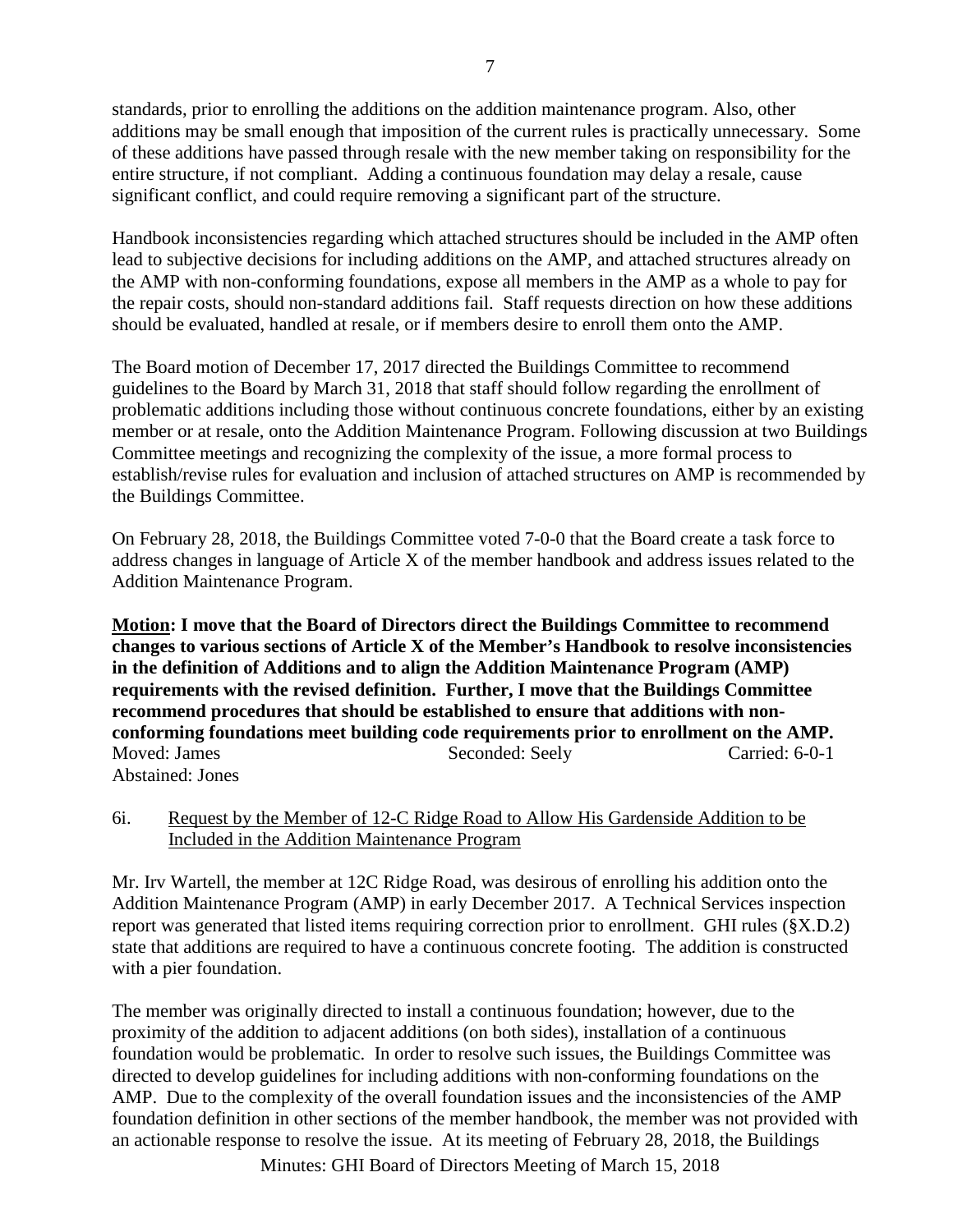standards, prior to enrolling the additions on the addition maintenance program. Also, other additions may be small enough that imposition of the current rules is practically unnecessary. Some of these additions have passed through resale with the new member taking on responsibility for the entire structure, if not compliant. Adding a continuous foundation may delay a resale, cause significant conflict, and could require removing a significant part of the structure.

Handbook inconsistencies regarding which attached structures should be included in the AMP often lead to subjective decisions for including additions on the AMP, and attached structures already on the AMP with non-conforming foundations, expose all members in the AMP as a whole to pay for the repair costs, should non-standard additions fail. Staff requests direction on how these additions should be evaluated, handled at resale, or if members desire to enroll them onto the AMP.

The Board motion of December 17, 2017 directed the Buildings Committee to recommend guidelines to the Board by March 31, 2018 that staff should follow regarding the enrollment of problematic additions including those without continuous concrete foundations, either by an existing member or at resale, onto the Addition Maintenance Program. Following discussion at two Buildings Committee meetings and recognizing the complexity of the issue, a more formal process to establish/revise rules for evaluation and inclusion of attached structures on AMP is recommended by the Buildings Committee.

On February 28, 2018, the Buildings Committee voted 7-0-0 that the Board create a task force to address changes in language of Article X of the member handbook and address issues related to the Addition Maintenance Program.

**<u>Motion</u>: I move that the Board of Directors direct the Buildings Committee to recommend changes to various sections of Article X of the Member's Handbook to resolve inconsistencies in the definition of Additions and to align the Addition Maintenance Program (AMP) requirements with the revised definition. Further, I move that the Buildings Committee recommend procedures that should be established to ensure that additions with non-conforming foundations meet building code requirements prior to enrollment on the AMP.**

Moved: James Seconded: Seely Carried: 6-0-1
Abstained: Jones

6i. <u>Request by the Member of 12-C Ridge Road to Allow His Gardenside Addition to be Included in the Addition Maintenance Program</u>

Mr. Irv Wartell, the member at 12C Ridge Road, was desirous of enrolling his addition onto the Addition Maintenance Program (AMP) in early December 2017. A Technical Services inspection report was generated that listed items requiring correction prior to enrollment. GHI rules (§X.D.2) state that additions are required to have a continuous concrete footing. The addition is constructed with a pier foundation.

The member was originally directed to install a continuous foundation; however, due to the proximity of the addition to adjacent additions (on both sides), installation of a continuous foundation would be problematic. In order to resolve such issues, the Buildings Committee was directed to develop guidelines for including additions with non-conforming foundations on the AMP. Due to the complexity of the overall foundation issues and the inconsistencies of the AMP foundation definition in other sections of the member handbook, the member was not provided with an actionable response to resolve the issue. At its meeting of February 28, 2018, the Buildings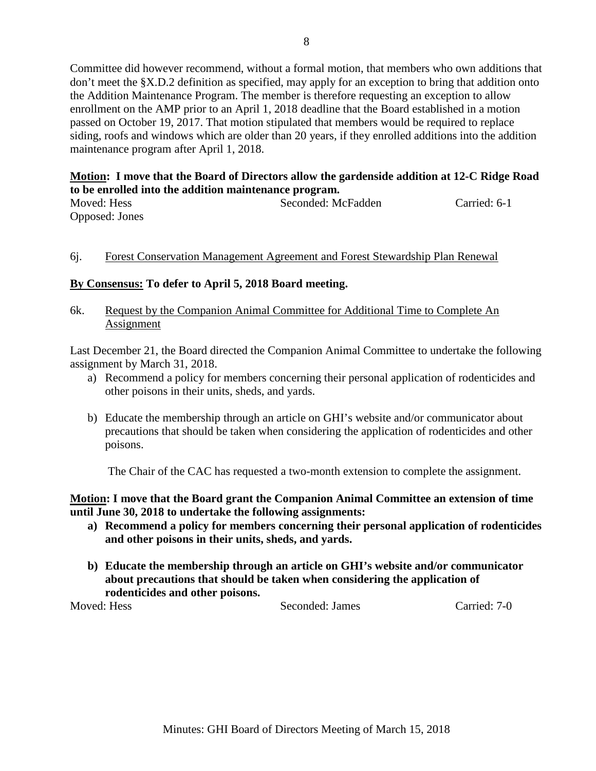Committee did however recommend, without a formal motion, that members who own additions that don't meet the §X.D.2 definition as specified, may apply for an exception to bring that addition onto the Addition Maintenance Program. The member is therefore requesting an exception to allow enrollment on the AMP prior to an April 1, 2018 deadline that the Board established in a motion passed on October 19, 2017. That motion stipulated that members would be required to replace siding, roofs and windows which are older than 20 years, if they enrolled additions into the addition maintenance program after April 1, 2018.

**Motion: I move that the Board of Directors allow the gardenside addition at 12-C Ridge Road to be enrolled into the addition maintenance program.**

Moved: Hess  Seconded: McFadden  Carried: 6-1

Opposed: Jones

6j. Forest Conservation Management Agreement and Forest Stewardship Plan Renewal

**By Consensus: To defer to April 5, 2018 Board meeting.**

6k. Request by the Companion Animal Committee for Additional Time to Complete An Assignment

Last December 21, the Board directed the Companion Animal Committee to undertake the following assignment by March 31, 2018.

a) Recommend a policy for members concerning their personal application of rodenticides and other poisons in their units, sheds, and yards.

b) Educate the membership through an article on GHI's website and/or communicator about precautions that should be taken when considering the application of rodenticides and other poisons.

The Chair of the CAC has requested a two-month extension to complete the assignment.

**Motion: I move that the Board grant the Companion Animal Committee an extension of time until June 30, 2018 to undertake the following assignments:**

**a) Recommend a policy for members concerning their personal application of rodenticides and other poisons in their units, sheds, and yards.**

**b) Educate the membership through an article on GHI's website and/or communicator about precautions that should be taken when considering the application of rodenticides and other poisons.**

Moved: Hess  Seconded: James  Carried: 7-0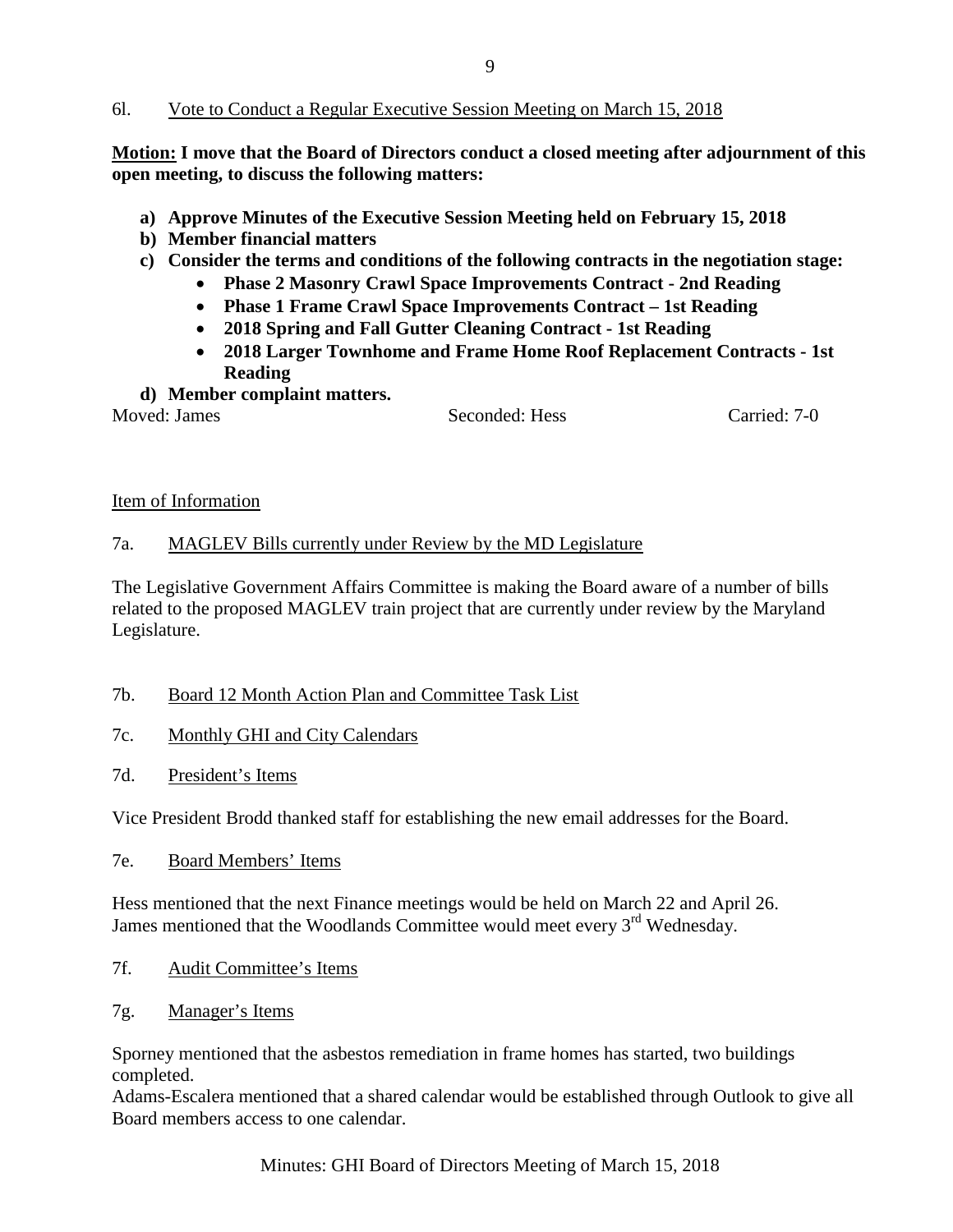6l. Vote to Conduct a Regular Executive Session Meeting on March 15, 2018

**Motion: I move that the Board of Directors conduct a closed meeting after adjournment of this open meeting, to discuss the following matters:**

- **a) Approve Minutes of the Executive Session Meeting held on February 15, 2018**
- **b) Member financial matters**
- **c) Consider the terms and conditions of the following contracts in the negotiation stage:**
  - **Phase 2 Masonry Crawl Space Improvements Contract - 2nd Reading**
  - **Phase 1 Frame Crawl Space Improvements Contract – 1st Reading**
  - **2018 Spring and Fall Gutter Cleaning Contract - 1st Reading**
  - **2018 Larger Townhome and Frame Home Roof Replacement Contracts - 1st Reading**
- **d) Member complaint matters.**

Moved: James Seconded: Hess Carried: 7-0

Item of Information

7a. MAGLEV Bills currently under Review by the MD Legislature

The Legislative Government Affairs Committee is making the Board aware of a number of bills related to the proposed MAGLEV train project that are currently under review by the Maryland Legislature.

7b. Board 12 Month Action Plan and Committee Task List

7c. Monthly GHI and City Calendars

7d. President's Items

Vice President Brodd thanked staff for establishing the new email addresses for the Board.

7e. Board Members' Items

Hess mentioned that the next Finance meetings would be held on March 22 and April 26.
James mentioned that the Woodlands Committee would meet every 3rd Wednesday.

7f. Audit Committee's Items

7g. Manager's Items

Sporney mentioned that the asbestos remediation in frame homes has started, two buildings completed.
Adams-Escalera mentioned that a shared calendar would be established through Outlook to give all Board members access to one calendar.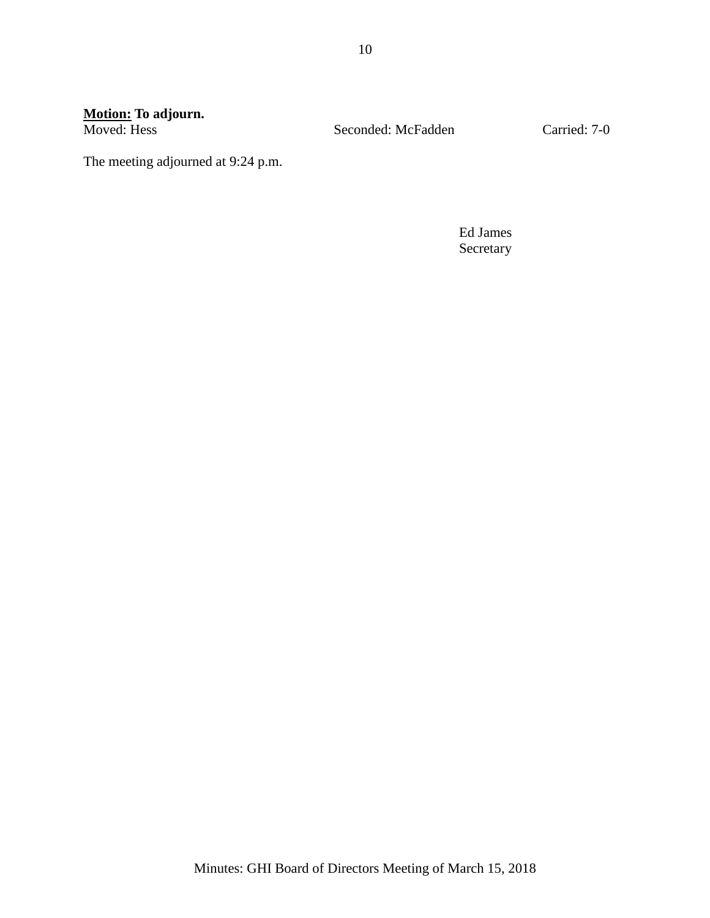**<u>Motion:</u> To adjourn.**
Moved: Hess Seconded: McFadden Carried: 7-0

The meeting adjourned at 9:24 p.m.

Ed James
Secretary